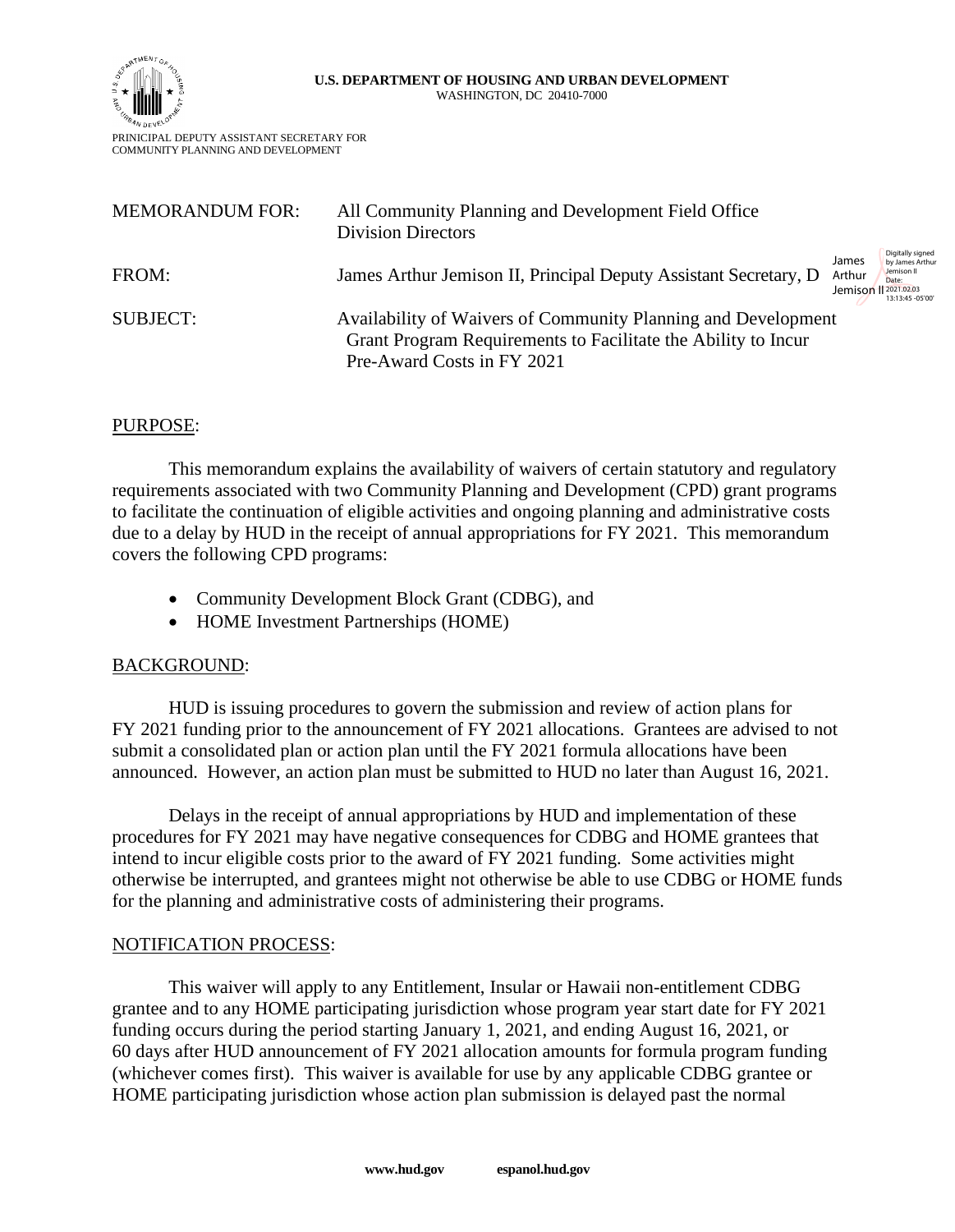**U.S. DEPARTMENT OF HOUSING AND URBAN DEVELOPMENT**
WASHINGTON, DC 20410-7000

PRINICIPAL DEPUTY ASSISTANT SECRETARY FOR
COMMUNITY PLANNING AND DEVELOPMENT

| | |
|---|---|
| MEMORANDUM FOR: | All Community Planning and Development Field Office Division Directors |
| FROM: | James Arthur Jemison II, Principal Deputy Assistant Secretary, D |
| SUBJECT: | Availability of Waivers of Community Planning and Development Grant Program Requirements to Facilitate the Ability to Incur Pre-Award Costs in FY 2021 |

James Arthur Jemison II — Digitally signed by James Arthur Jemison II Date: 2021.02.03 13:13:45 -05'00'

## PURPOSE:

This memorandum explains the availability of waivers of certain statutory and regulatory requirements associated with two Community Planning and Development (CPD) grant programs to facilitate the continuation of eligible activities and ongoing planning and administrative costs due to a delay by HUD in the receipt of annual appropriations for FY 2021. This memorandum covers the following CPD programs:

- Community Development Block Grant (CDBG), and
- HOME Investment Partnerships (HOME)

## BACKGROUND:

HUD is issuing procedures to govern the submission and review of action plans for FY 2021 funding prior to the announcement of FY 2021 allocations. Grantees are advised to not submit a consolidated plan or action plan until the FY 2021 formula allocations have been announced. However, an action plan must be submitted to HUD no later than August 16, 2021.

Delays in the receipt of annual appropriations by HUD and implementation of these procedures for FY 2021 may have negative consequences for CDBG and HOME grantees that intend to incur eligible costs prior to the award of FY 2021 funding. Some activities might otherwise be interrupted, and grantees might not otherwise be able to use CDBG or HOME funds for the planning and administrative costs of administering their programs.

## NOTIFICATION PROCESS:

This waiver will apply to any Entitlement, Insular or Hawaii non-entitlement CDBG grantee and to any HOME participating jurisdiction whose program year start date for FY 2021 funding occurs during the period starting January 1, 2021, and ending August 16, 2021, or 60 days after HUD announcement of FY 2021 allocation amounts for formula program funding (whichever comes first). This waiver is available for use by any applicable CDBG grantee or HOME participating jurisdiction whose action plan submission is delayed past the normal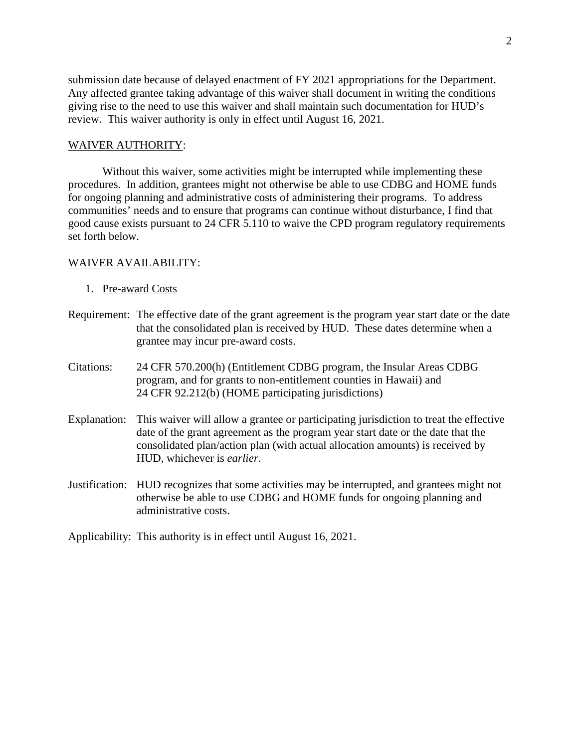submission date because of delayed enactment of FY 2021 appropriations for the Department. Any affected grantee taking advantage of this waiver shall document in writing the conditions giving rise to the need to use this waiver and shall maintain such documentation for HUD's review. This waiver authority is only in effect until August 16, 2021.

<u>WAIVER AUTHORITY</u>:

Without this waiver, some activities might be interrupted while implementing these procedures. In addition, grantees might not otherwise be able to use CDBG and HOME funds for ongoing planning and administrative costs of administering their programs. To address communities' needs and to ensure that programs can continue without disturbance, I find that good cause exists pursuant to 24 CFR 5.110 to waive the CPD program regulatory requirements set forth below.

<u>WAIVER AVAILABILITY</u>:

1. <u>Pre-award Costs</u>

Requirement: The effective date of the grant agreement is the program year start date or the date that the consolidated plan is received by HUD. These dates determine when a grantee may incur pre-award costs.

Citations: 24 CFR 570.200(h) (Entitlement CDBG program, the Insular Areas CDBG program, and for grants to non-entitlement counties in Hawaii) and 24 CFR 92.212(b) (HOME participating jurisdictions)

Explanation: This waiver will allow a grantee or participating jurisdiction to treat the effective date of the grant agreement as the program year start date or the date that the consolidated plan/action plan (with actual allocation amounts) is received by HUD, whichever is *earlier*.

Justification: HUD recognizes that some activities may be interrupted, and grantees might not otherwise be able to use CDBG and HOME funds for ongoing planning and administrative costs.

Applicability: This authority is in effect until August 16, 2021.